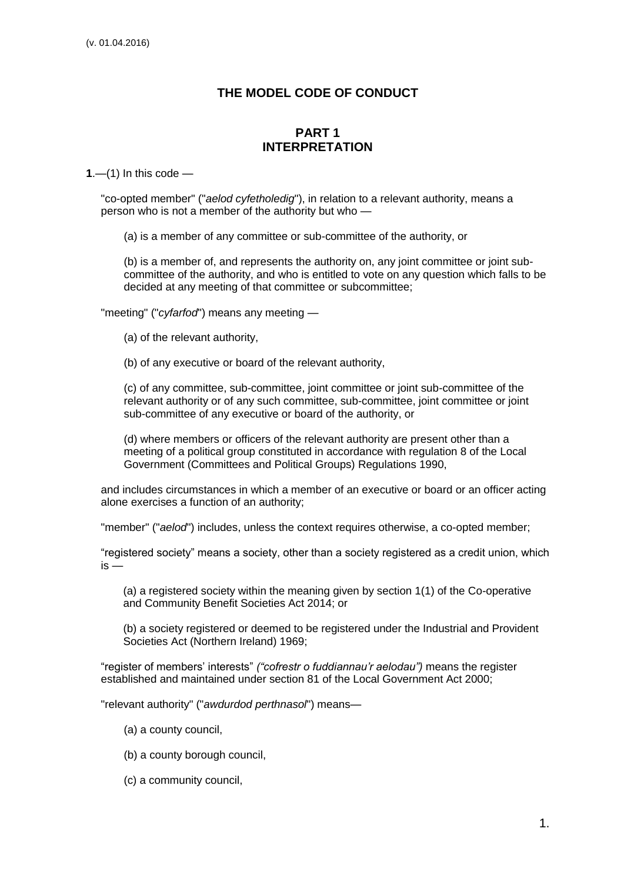(v. 01.04.2016)

# THE MODEL CODE OF CONDUCT

## PART 1
## INTERPRETATION

**1**.—(1) In this code —

"co-opted member" ("*aelod cyfetholedig*"), in relation to a relevant authority, means a person who is not a member of the authority but who —

(a) is a member of any committee or sub-committee of the authority, or

(b) is a member of, and represents the authority on, any joint committee or joint sub-committee of the authority, and who is entitled to vote on any question which falls to be decided at any meeting of that committee or subcommittee;

"meeting" ("*cyfarfod*") means any meeting —

(a) of the relevant authority,

(b) of any executive or board of the relevant authority,

(c) of any committee, sub-committee, joint committee or joint sub-committee of the relevant authority or of any such committee, sub-committee, joint committee or joint sub-committee of any executive or board of the authority, or

(d) where members or officers of the relevant authority are present other than a meeting of a political group constituted in accordance with regulation 8 of the Local Government (Committees and Political Groups) Regulations 1990,

and includes circumstances in which a member of an executive or board or an officer acting alone exercises a function of an authority;

"member" ("*aelod*") includes, unless the context requires otherwise, a co-opted member;

"registered society" means a society, other than a society registered as a credit union, which is —

(a) a registered society within the meaning given by section 1(1) of the Co-operative and Community Benefit Societies Act 2014; or

(b) a society registered or deemed to be registered under the Industrial and Provident Societies Act (Northern Ireland) 1969;

"register of members' interests" *("cofrestr o fuddiannau'r aelodau")* means the register established and maintained under section 81 of the Local Government Act 2000;

"relevant authority" ("*awdurdod perthnasol*") means—

(a) a county council,

(b) a county borough council,

(c) a community council,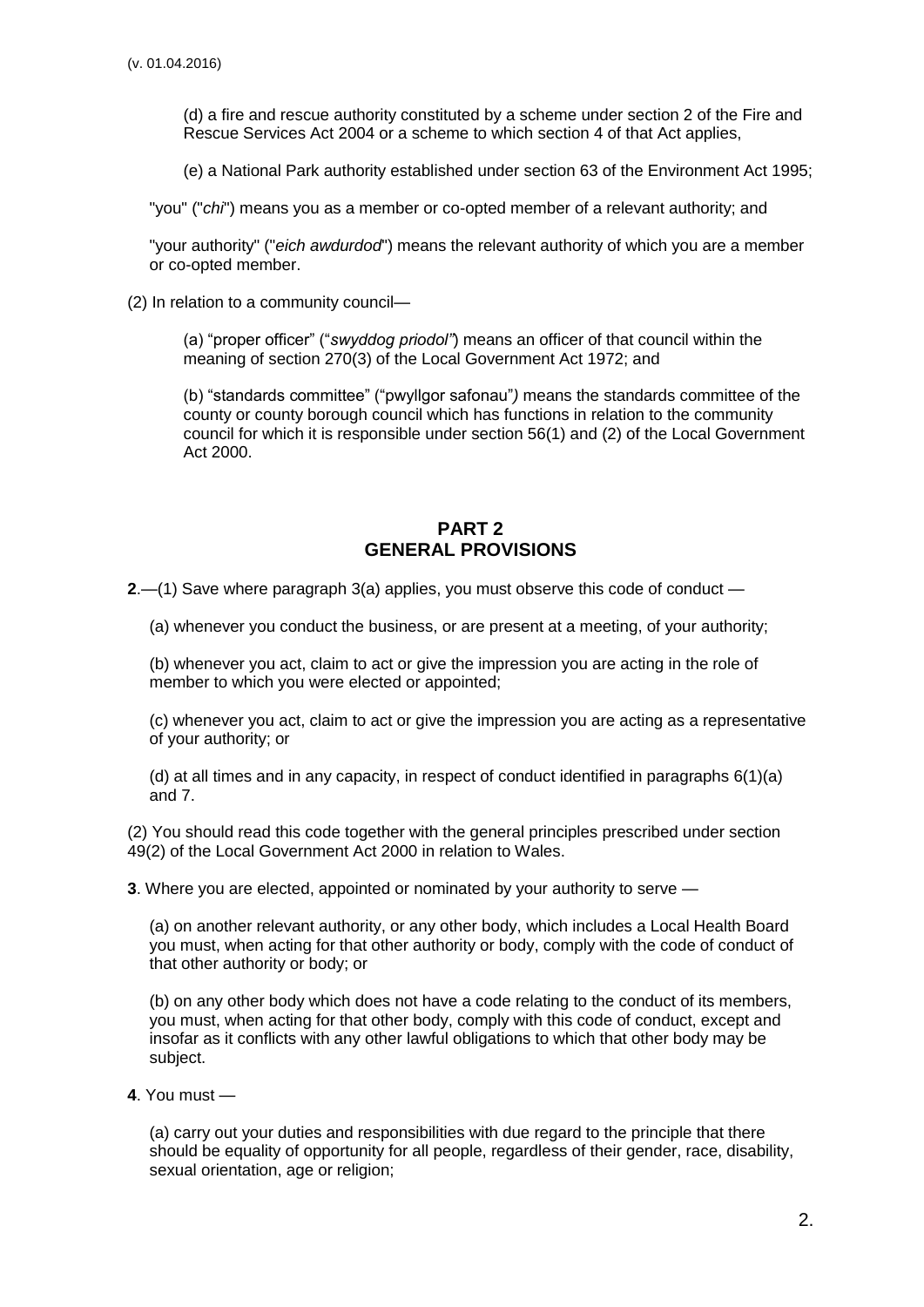(d) a fire and rescue authority constituted by a scheme under section 2 of the Fire and Rescue Services Act 2004 or a scheme to which section 4 of that Act applies,

(e) a National Park authority established under section 63 of the Environment Act 1995;

"you" ("*chi*") means you as a member or co-opted member of a relevant authority; and

"your authority" ("*eich awdurdod*") means the relevant authority of which you are a member or co-opted member.

(2) In relation to a community council—

(a) "proper officer" ("*swyddog priodol*") means an officer of that council within the meaning of section 270(3) of the Local Government Act 1972; and

(b) "standards committee" ("pwyllgor safonau"*)* means the standards committee of the county or county borough council which has functions in relation to the community council for which it is responsible under section 56(1) and (2) of the Local Government Act 2000.

## PART 2
## GENERAL PROVISIONS

**2**.—(1) Save where paragraph 3(a) applies, you must observe this code of conduct —

(a) whenever you conduct the business, or are present at a meeting, of your authority;

(b) whenever you act, claim to act or give the impression you are acting in the role of member to which you were elected or appointed;

(c) whenever you act, claim to act or give the impression you are acting as a representative of your authority; or

(d) at all times and in any capacity, in respect of conduct identified in paragraphs 6(1)(a) and 7.

(2) You should read this code together with the general principles prescribed under section 49(2) of the Local Government Act 2000 in relation to Wales.

**3**. Where you are elected, appointed or nominated by your authority to serve —

(a) on another relevant authority, or any other body, which includes a Local Health Board you must, when acting for that other authority or body, comply with the code of conduct of that other authority or body; or

(b) on any other body which does not have a code relating to the conduct of its members, you must, when acting for that other body, comply with this code of conduct, except and insofar as it conflicts with any other lawful obligations to which that other body may be subject.

**4**. You must —

(a) carry out your duties and responsibilities with due regard to the principle that there should be equality of opportunity for all people, regardless of their gender, race, disability, sexual orientation, age or religion;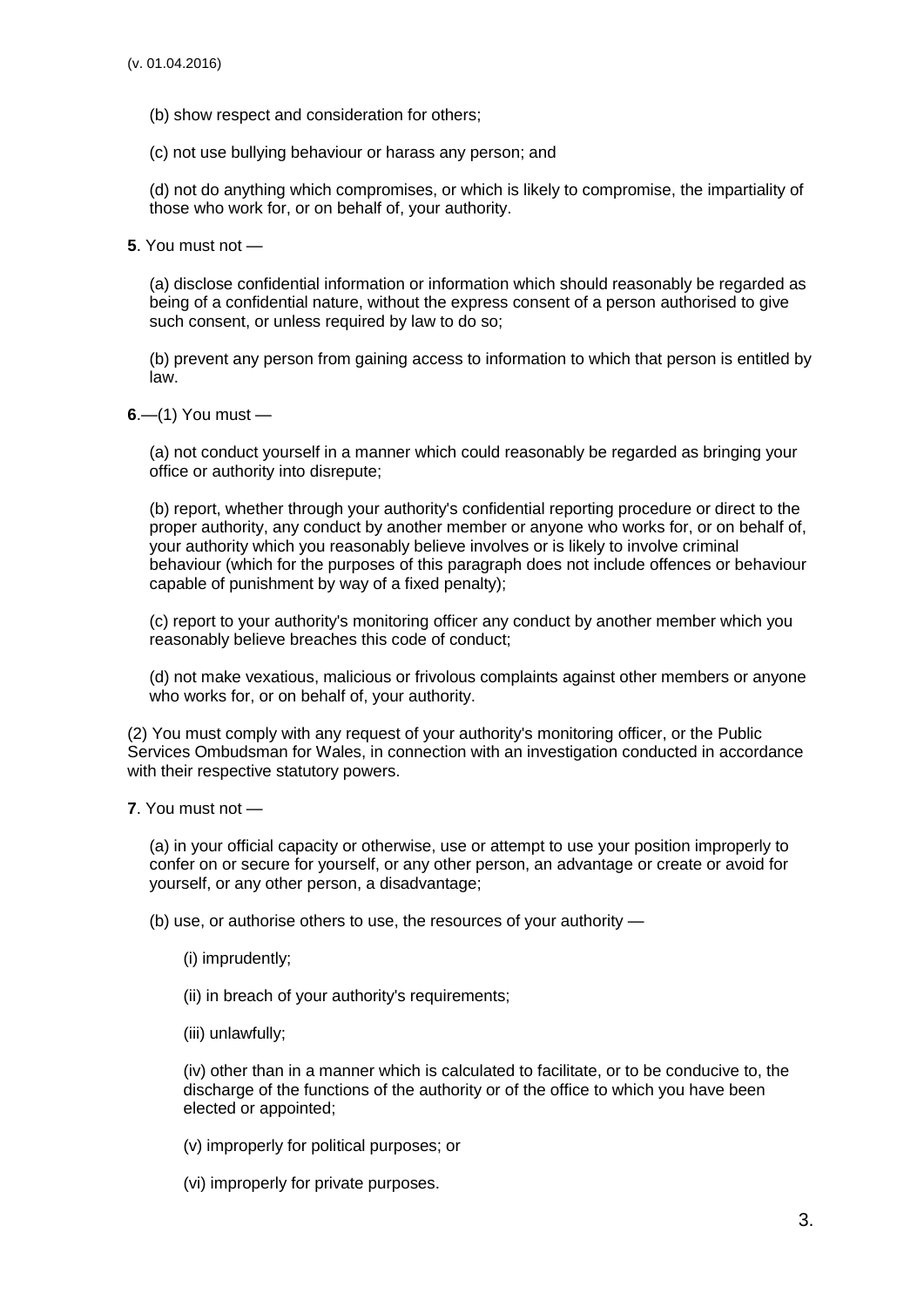(b) show respect and consideration for others;

(c) not use bullying behaviour or harass any person; and

(d) not do anything which compromises, or which is likely to compromise, the impartiality of those who work for, or on behalf of, your authority.

**5**. You must not —

(a) disclose confidential information or information which should reasonably be regarded as being of a confidential nature, without the express consent of a person authorised to give such consent, or unless required by law to do so;

(b) prevent any person from gaining access to information to which that person is entitled by law.

**6**.—(1) You must —

(a) not conduct yourself in a manner which could reasonably be regarded as bringing your office or authority into disrepute;

(b) report, whether through your authority's confidential reporting procedure or direct to the proper authority, any conduct by another member or anyone who works for, or on behalf of, your authority which you reasonably believe involves or is likely to involve criminal behaviour (which for the purposes of this paragraph does not include offences or behaviour capable of punishment by way of a fixed penalty);

(c) report to your authority's monitoring officer any conduct by another member which you reasonably believe breaches this code of conduct;

(d) not make vexatious, malicious or frivolous complaints against other members or anyone who works for, or on behalf of, your authority.

(2) You must comply with any request of your authority's monitoring officer, or the Public Services Ombudsman for Wales, in connection with an investigation conducted in accordance with their respective statutory powers.

**7**. You must not —

(a) in your official capacity or otherwise, use or attempt to use your position improperly to confer on or secure for yourself, or any other person, an advantage or create or avoid for yourself, or any other person, a disadvantage;

(b) use, or authorise others to use, the resources of your authority —

(i) imprudently;

(ii) in breach of your authority's requirements;

(iii) unlawfully;

(iv) other than in a manner which is calculated to facilitate, or to be conducive to, the discharge of the functions of the authority or of the office to which you have been elected or appointed;

(v) improperly for political purposes; or

(vi) improperly for private purposes.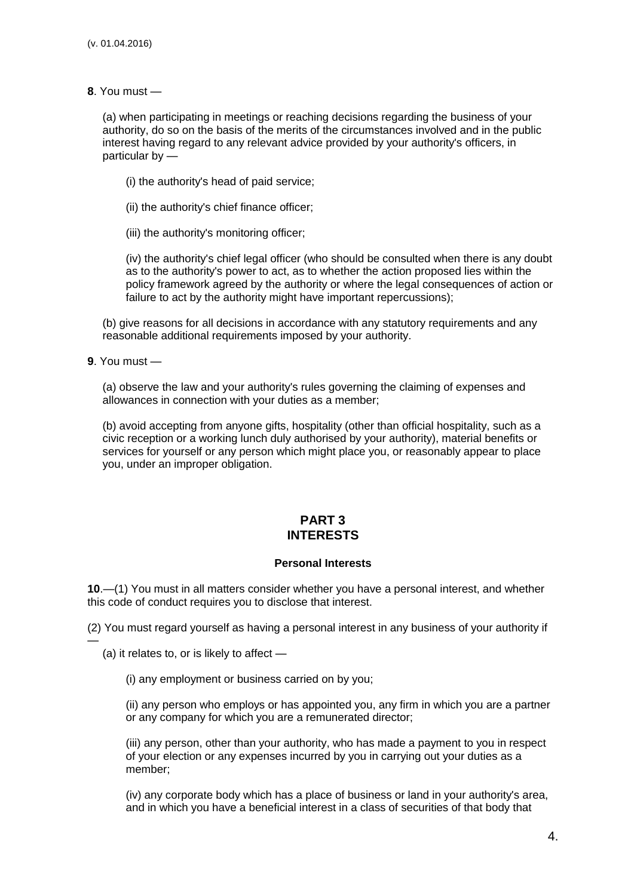**8**. You must —

(a) when participating in meetings or reaching decisions regarding the business of your authority, do so on the basis of the merits of the circumstances involved and in the public interest having regard to any relevant advice provided by your authority's officers, in particular by —

(i) the authority's head of paid service;

(ii) the authority's chief finance officer;

(iii) the authority's monitoring officer;

(iv) the authority's chief legal officer (who should be consulted when there is any doubt as to the authority's power to act, as to whether the action proposed lies within the policy framework agreed by the authority or where the legal consequences of action or failure to act by the authority might have important repercussions);

(b) give reasons for all decisions in accordance with any statutory requirements and any reasonable additional requirements imposed by your authority.

**9**. You must —

(a) observe the law and your authority's rules governing the claiming of expenses and allowances in connection with your duties as a member;

(b) avoid accepting from anyone gifts, hospitality (other than official hospitality, such as a civic reception or a working lunch duly authorised by your authority), material benefits or services for yourself or any person which might place you, or reasonably appear to place you, under an improper obligation.

## PART 3
## INTERESTS

### Personal Interests

**10**.—(1) You must in all matters consider whether you have a personal interest, and whether this code of conduct requires you to disclose that interest.

(2) You must regard yourself as having a personal interest in any business of your authority if —

(a) it relates to, or is likely to affect —

(i) any employment or business carried on by you;

(ii) any person who employs or has appointed you, any firm in which you are a partner or any company for which you are a remunerated director;

(iii) any person, other than your authority, who has made a payment to you in respect of your election or any expenses incurred by you in carrying out your duties as a member;

(iv) any corporate body which has a place of business or land in your authority's area, and in which you have a beneficial interest in a class of securities of that body that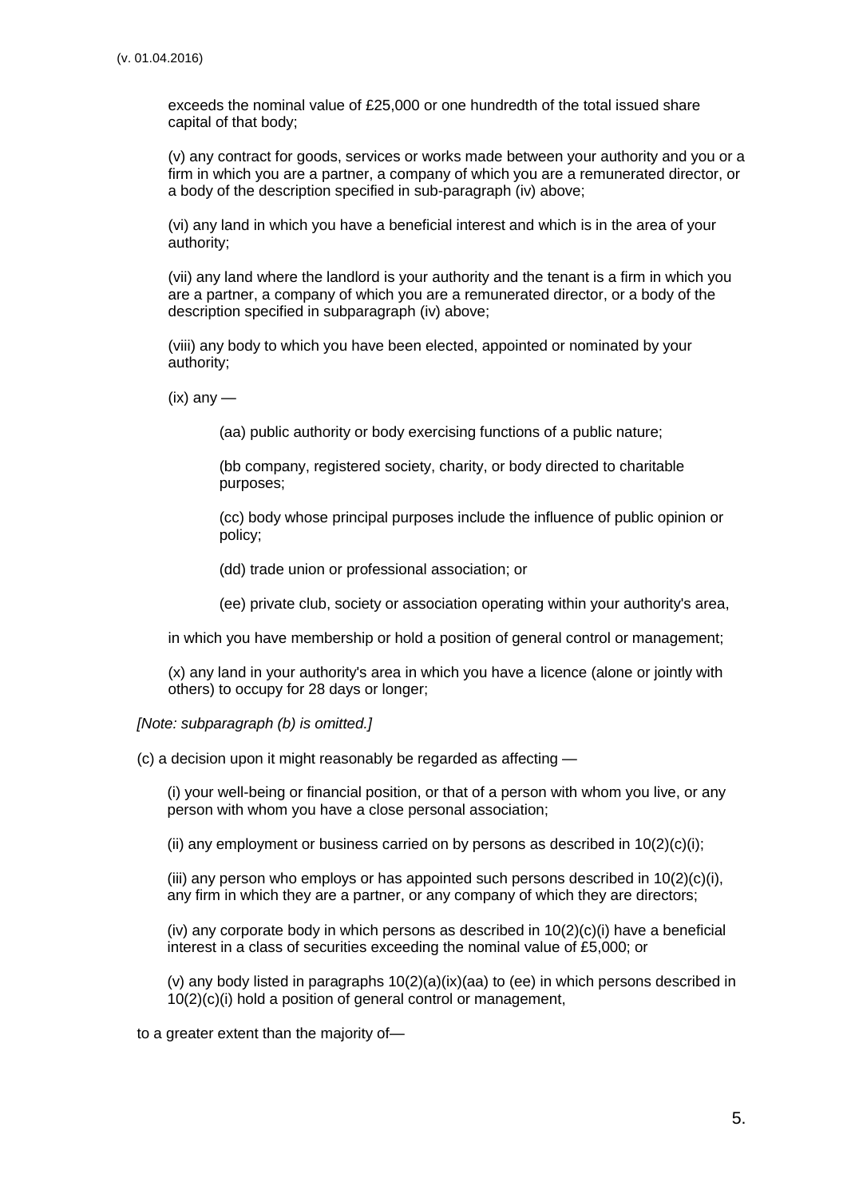exceeds the nominal value of £25,000 or one hundredth of the total issued share capital of that body;

(v) any contract for goods, services or works made between your authority and you or a firm in which you are a partner, a company of which you are a remunerated director, or a body of the description specified in sub-paragraph (iv) above;

(vi) any land in which you have a beneficial interest and which is in the area of your authority;

(vii) any land where the landlord is your authority and the tenant is a firm in which you are a partner, a company of which you are a remunerated director, or a body of the description specified in subparagraph (iv) above;

(viii) any body to which you have been elected, appointed or nominated by your authority;

(ix) any —

> (aa) public authority or body exercising functions of a public nature;
>
> (bb company, registered society, charity, or body directed to charitable purposes;
>
> (cc) body whose principal purposes include the influence of public opinion or policy;
>
> (dd) trade union or professional association; or
>
> (ee) private club, society or association operating within your authority's area,

in which you have membership or hold a position of general control or management;

(x) any land in your authority's area in which you have a licence (alone or jointly with others) to occupy for 28 days or longer;

*[Note: subparagraph (b) is omitted.]*

(c) a decision upon it might reasonably be regarded as affecting —

(i) your well-being or financial position, or that of a person with whom you live, or any person with whom you have a close personal association;

(ii) any employment or business carried on by persons as described in 10(2)(c)(i);

(iii) any person who employs or has appointed such persons described in 10(2)(c)(i), any firm in which they are a partner, or any company of which they are directors;

(iv) any corporate body in which persons as described in 10(2)(c)(i) have a beneficial interest in a class of securities exceeding the nominal value of £5,000; or

(v) any body listed in paragraphs 10(2)(a)(ix)(aa) to (ee) in which persons described in 10(2)(c)(i) hold a position of general control or management,

to a greater extent than the majority of—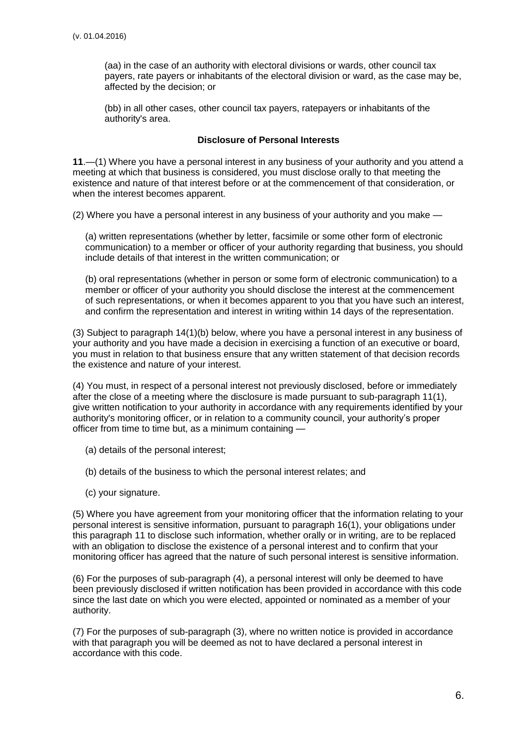(aa) in the case of an authority with electoral divisions or wards, other council tax payers, rate payers or inhabitants of the electoral division or ward, as the case may be, affected by the decision; or

(bb) in all other cases, other council tax payers, ratepayers or inhabitants of the authority's area.

### Disclosure of Personal Interests

**11**.—(1) Where you have a personal interest in any business of your authority and you attend a meeting at which that business is considered, you must disclose orally to that meeting the existence and nature of that interest before or at the commencement of that consideration, or when the interest becomes apparent.

(2) Where you have a personal interest in any business of your authority and you make —

(a) written representations (whether by letter, facsimile or some other form of electronic communication) to a member or officer of your authority regarding that business, you should include details of that interest in the written communication; or

(b) oral representations (whether in person or some form of electronic communication) to a member or officer of your authority you should disclose the interest at the commencement of such representations, or when it becomes apparent to you that you have such an interest, and confirm the representation and interest in writing within 14 days of the representation.

(3) Subject to paragraph 14(1)(b) below, where you have a personal interest in any business of your authority and you have made a decision in exercising a function of an executive or board, you must in relation to that business ensure that any written statement of that decision records the existence and nature of your interest.

(4) You must, in respect of a personal interest not previously disclosed, before or immediately after the close of a meeting where the disclosure is made pursuant to sub-paragraph 11(1), give written notification to your authority in accordance with any requirements identified by your authority's monitoring officer, or in relation to a community council, your authority's proper officer from time to time but, as a minimum containing —

(a) details of the personal interest;

(b) details of the business to which the personal interest relates; and

(c) your signature.

(5) Where you have agreement from your monitoring officer that the information relating to your personal interest is sensitive information, pursuant to paragraph 16(1), your obligations under this paragraph 11 to disclose such information, whether orally or in writing, are to be replaced with an obligation to disclose the existence of a personal interest and to confirm that your monitoring officer has agreed that the nature of such personal interest is sensitive information.

(6) For the purposes of sub-paragraph (4), a personal interest will only be deemed to have been previously disclosed if written notification has been provided in accordance with this code since the last date on which you were elected, appointed or nominated as a member of your authority.

(7) For the purposes of sub-paragraph (3), where no written notice is provided in accordance with that paragraph you will be deemed as not to have declared a personal interest in accordance with this code.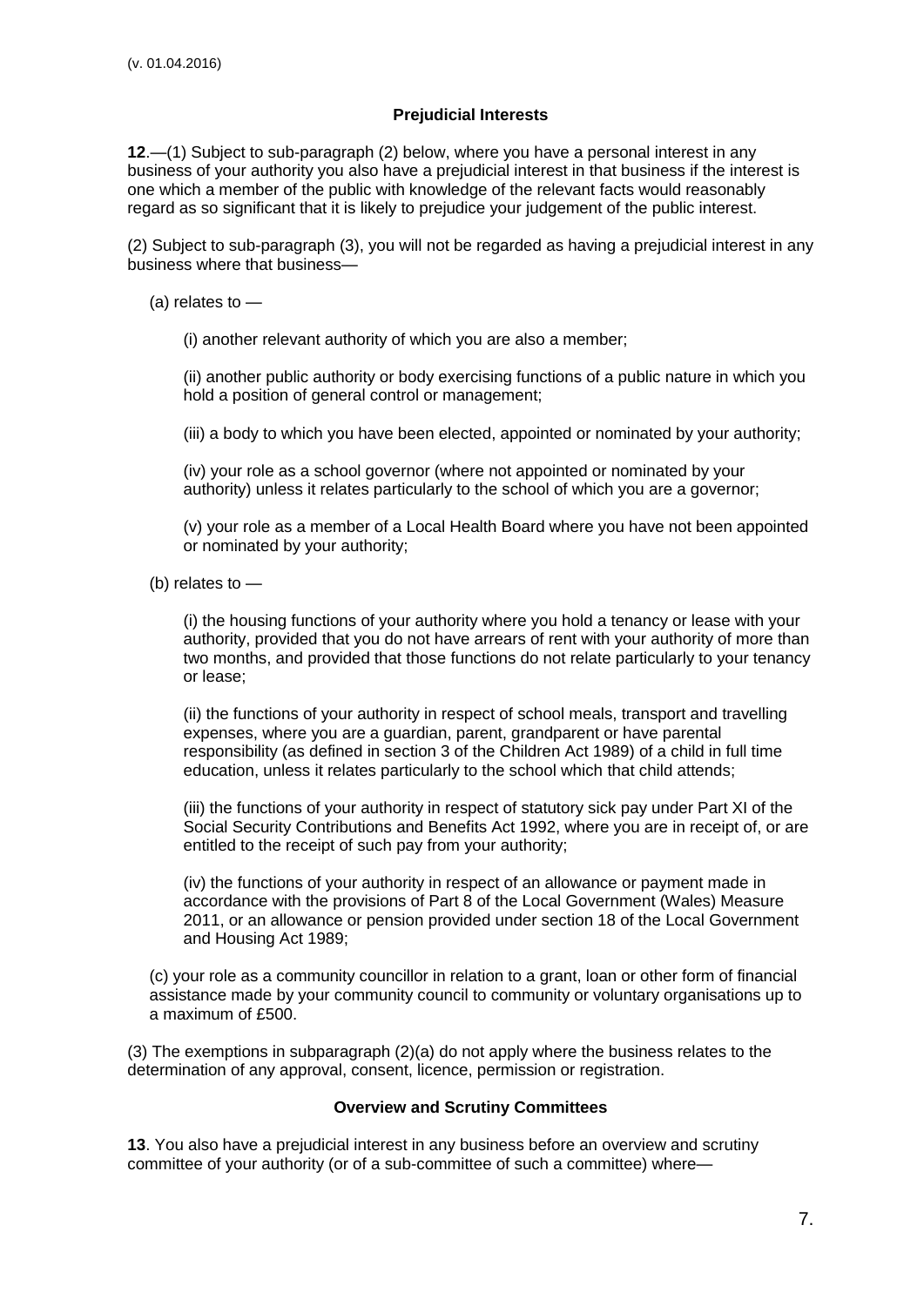### Prejudicial Interests

**12**.—(1) Subject to sub-paragraph (2) below, where you have a personal interest in any business of your authority you also have a prejudicial interest in that business if the interest is one which a member of the public with knowledge of the relevant facts would reasonably regard as so significant that it is likely to prejudice your judgement of the public interest.

(2) Subject to sub-paragraph (3), you will not be regarded as having a prejudicial interest in any business where that business—

(a) relates to —

(i) another relevant authority of which you are also a member;

(ii) another public authority or body exercising functions of a public nature in which you hold a position of general control or management;

(iii) a body to which you have been elected, appointed or nominated by your authority;

(iv) your role as a school governor (where not appointed or nominated by your authority) unless it relates particularly to the school of which you are a governor;

(v) your role as a member of a Local Health Board where you have not been appointed or nominated by your authority;

(b) relates to —

(i) the housing functions of your authority where you hold a tenancy or lease with your authority, provided that you do not have arrears of rent with your authority of more than two months, and provided that those functions do not relate particularly to your tenancy or lease;

(ii) the functions of your authority in respect of school meals, transport and travelling expenses, where you are a guardian, parent, grandparent or have parental responsibility (as defined in section 3 of the Children Act 1989) of a child in full time education, unless it relates particularly to the school which that child attends;

(iii) the functions of your authority in respect of statutory sick pay under Part XI of the Social Security Contributions and Benefits Act 1992, where you are in receipt of, or are entitled to the receipt of such pay from your authority;

(iv) the functions of your authority in respect of an allowance or payment made in accordance with the provisions of Part 8 of the Local Government (Wales) Measure 2011, or an allowance or pension provided under section 18 of the Local Government and Housing Act 1989;

(c) your role as a community councillor in relation to a grant, loan or other form of financial assistance made by your community council to community or voluntary organisations up to a maximum of £500.

(3) The exemptions in subparagraph (2)(a) do not apply where the business relates to the determination of any approval, consent, licence, permission or registration.

### Overview and Scrutiny Committees

**13**. You also have a prejudicial interest in any business before an overview and scrutiny committee of your authority (or of a sub-committee of such a committee) where—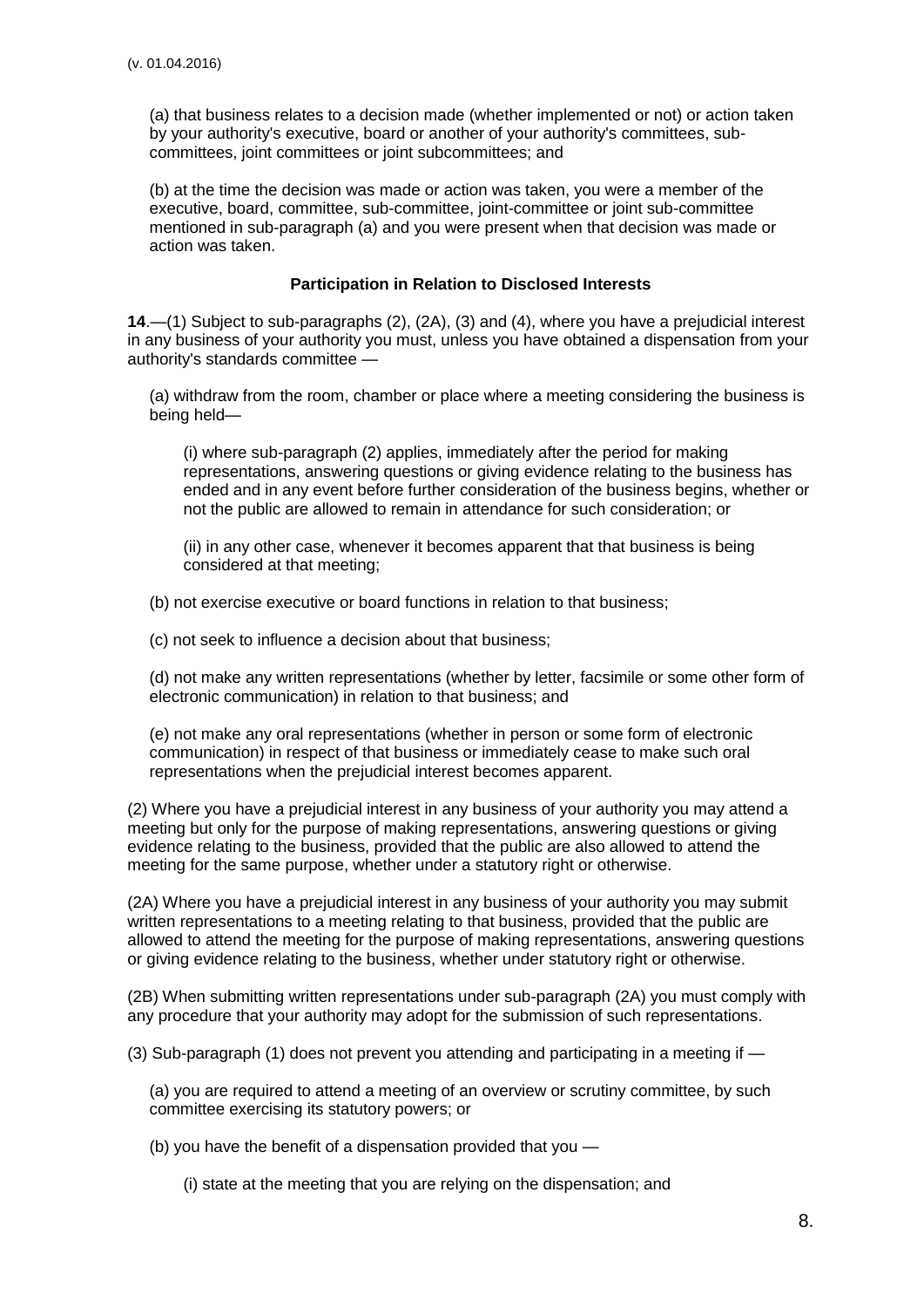(v. 01.04.2016)

(a) that business relates to a decision made (whether implemented or not) or action taken by your authority's executive, board or another of your authority's committees, sub-committees, joint committees or joint subcommittees; and

(b) at the time the decision was made or action was taken, you were a member of the executive, board, committee, sub-committee, joint-committee or joint sub-committee mentioned in sub-paragraph (a) and you were present when that decision was made or action was taken.

### Participation in Relation to Disclosed Interests

**14**.—(1) Subject to sub-paragraphs (2), (2A), (3) and (4), where you have a prejudicial interest in any business of your authority you must, unless you have obtained a dispensation from your authority's standards committee —

(a) withdraw from the room, chamber or place where a meeting considering the business is being held—

(i) where sub-paragraph (2) applies, immediately after the period for making representations, answering questions or giving evidence relating to the business has ended and in any event before further consideration of the business begins, whether or not the public are allowed to remain in attendance for such consideration; or

(ii) in any other case, whenever it becomes apparent that that business is being considered at that meeting;

(b) not exercise executive or board functions in relation to that business;

(c) not seek to influence a decision about that business;

(d) not make any written representations (whether by letter, facsimile or some other form of electronic communication) in relation to that business; and

(e) not make any oral representations (whether in person or some form of electronic communication) in respect of that business or immediately cease to make such oral representations when the prejudicial interest becomes apparent.

(2) Where you have a prejudicial interest in any business of your authority you may attend a meeting but only for the purpose of making representations, answering questions or giving evidence relating to the business, provided that the public are also allowed to attend the meeting for the same purpose, whether under a statutory right or otherwise.

(2A) Where you have a prejudicial interest in any business of your authority you may submit written representations to a meeting relating to that business, provided that the public are allowed to attend the meeting for the purpose of making representations, answering questions or giving evidence relating to the business, whether under statutory right or otherwise.

(2B) When submitting written representations under sub-paragraph (2A) you must comply with any procedure that your authority may adopt for the submission of such representations.

(3) Sub-paragraph (1) does not prevent you attending and participating in a meeting if —

(a) you are required to attend a meeting of an overview or scrutiny committee, by such committee exercising its statutory powers; or

(b) you have the benefit of a dispensation provided that you —

(i) state at the meeting that you are relying on the dispensation; and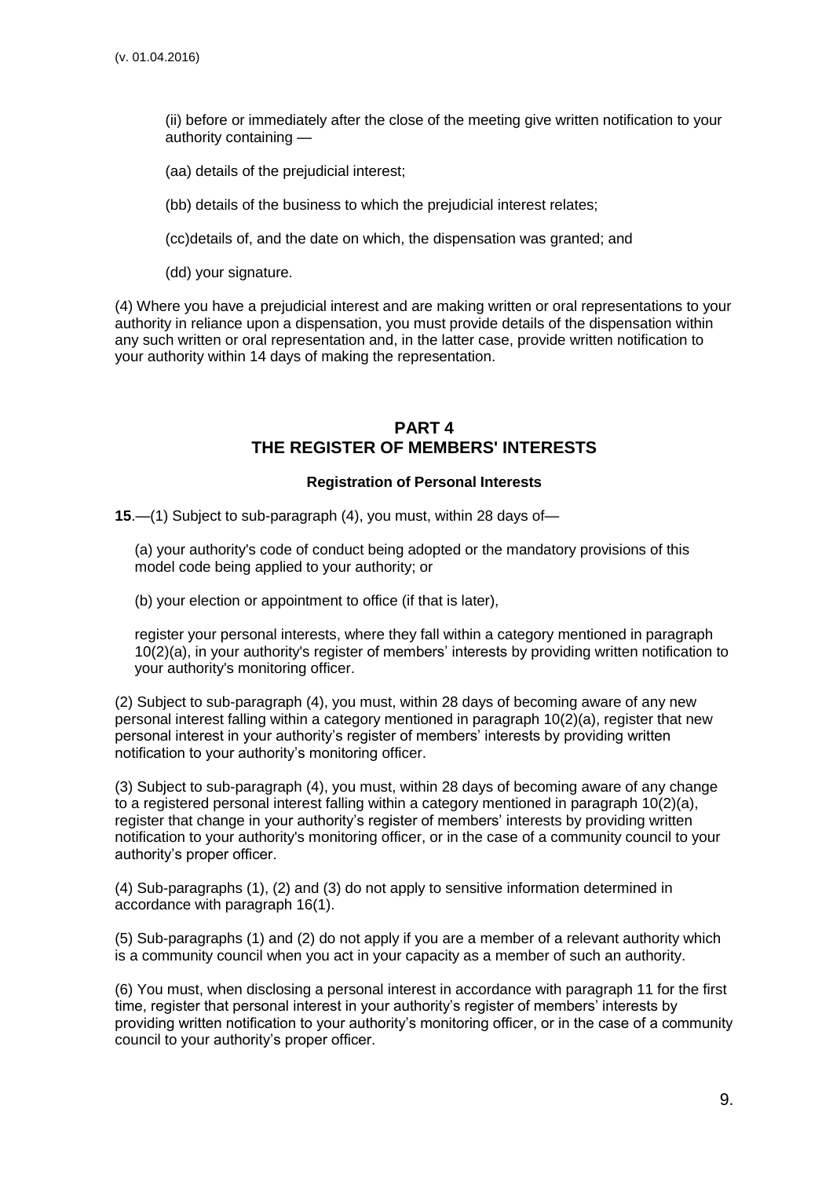(ii) before or immediately after the close of the meeting give written notification to your authority containing —

(aa) details of the prejudicial interest;

(bb) details of the business to which the prejudicial interest relates;

(cc)details of, and the date on which, the dispensation was granted; and

(dd) your signature.

(4) Where you have a prejudicial interest and are making written or oral representations to your authority in reliance upon a dispensation, you must provide details of the dispensation within any such written or oral representation and, in the latter case, provide written notification to your authority within 14 days of making the representation.

## PART 4
## THE REGISTER OF MEMBERS' INTERESTS

### Registration of Personal Interests

**15**.—(1) Subject to sub-paragraph (4), you must, within 28 days of—

(a) your authority's code of conduct being adopted or the mandatory provisions of this model code being applied to your authority; or

(b) your election or appointment to office (if that is later),

register your personal interests, where they fall within a category mentioned in paragraph 10(2)(a), in your authority's register of members' interests by providing written notification to your authority's monitoring officer.

(2) Subject to sub-paragraph (4), you must, within 28 days of becoming aware of any new personal interest falling within a category mentioned in paragraph 10(2)(a), register that new personal interest in your authority's register of members' interests by providing written notification to your authority's monitoring officer.

(3) Subject to sub-paragraph (4), you must, within 28 days of becoming aware of any change to a registered personal interest falling within a category mentioned in paragraph 10(2)(a), register that change in your authority's register of members' interests by providing written notification to your authority's monitoring officer, or in the case of a community council to your authority's proper officer.

(4) Sub-paragraphs (1), (2) and (3) do not apply to sensitive information determined in accordance with paragraph 16(1).

(5) Sub-paragraphs (1) and (2) do not apply if you are a member of a relevant authority which is a community council when you act in your capacity as a member of such an authority.

(6) You must, when disclosing a personal interest in accordance with paragraph 11 for the first time, register that personal interest in your authority's register of members' interests by providing written notification to your authority's monitoring officer, or in the case of a community council to your authority's proper officer.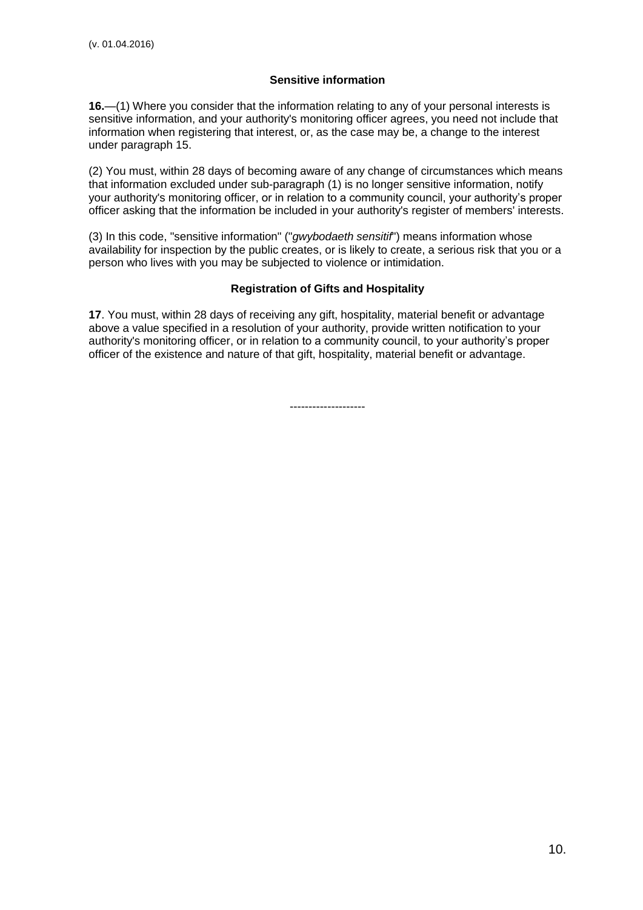### Sensitive information

**16.**—(1) Where you consider that the information relating to any of your personal interests is sensitive information, and your authority's monitoring officer agrees, you need not include that information when registering that interest, or, as the case may be, a change to the interest under paragraph 15.

(2) You must, within 28 days of becoming aware of any change of circumstances which means that information excluded under sub-paragraph (1) is no longer sensitive information, notify your authority's monitoring officer, or in relation to a community council, your authority's proper officer asking that the information be included in your authority's register of members' interests.

(3) In this code, "sensitive information" ("*gwybodaeth sensitif*") means information whose availability for inspection by the public creates, or is likely to create, a serious risk that you or a person who lives with you may be subjected to violence or intimidation.

### Registration of Gifts and Hospitality

**17**. You must, within 28 days of receiving any gift, hospitality, material benefit or advantage above a value specified in a resolution of your authority, provide written notification to your authority's monitoring officer, or in relation to a community council, to your authority's proper officer of the existence and nature of that gift, hospitality, material benefit or advantage.

--------------------